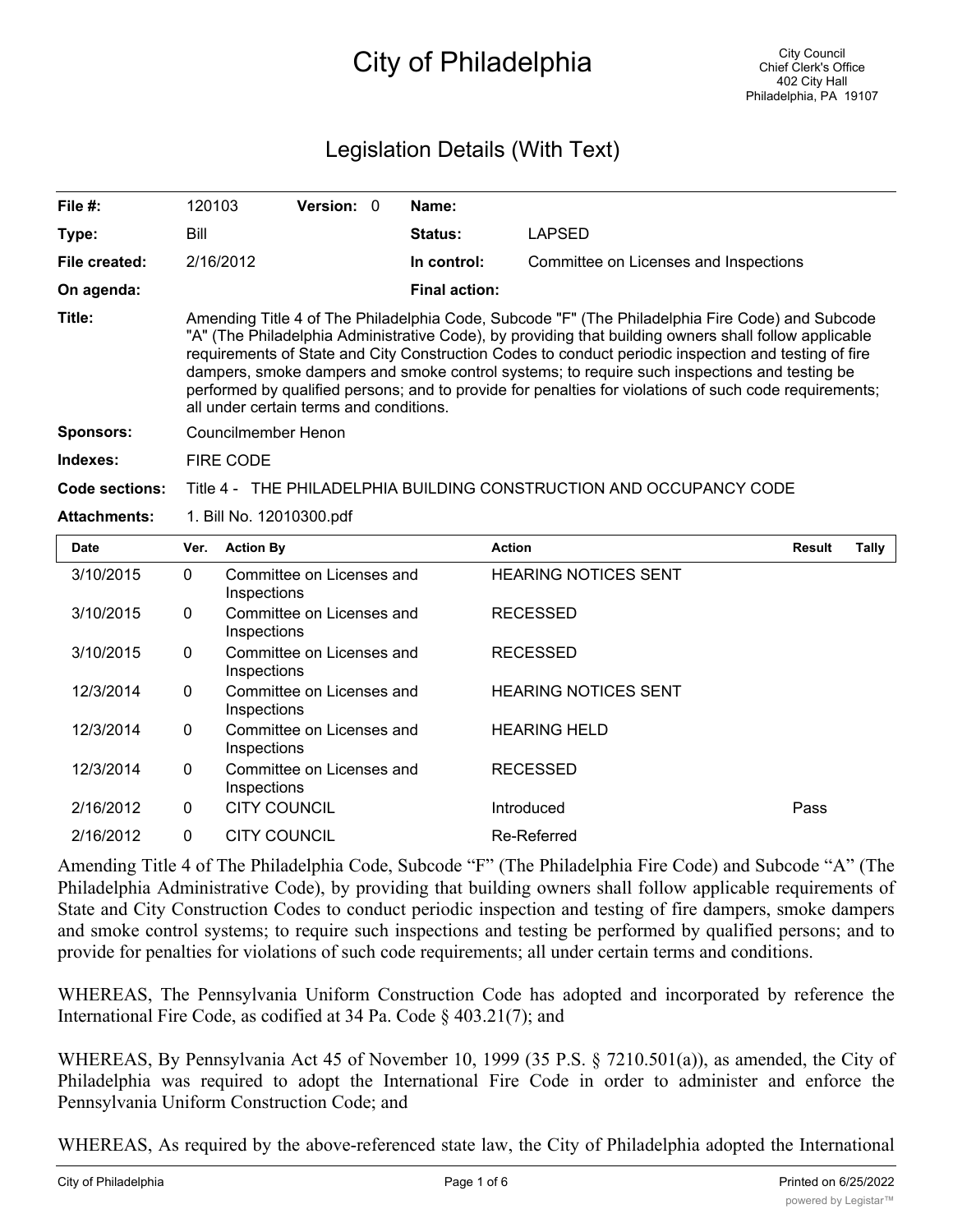# City of Philadelphia

City Council
Chief Clerk's Office
402 City Hall
Philadelphia, PA 19107

## Legislation Details (With Text)

| | | | | |
|---|---|---|---|---|
| **File #:** | 120103 | **Version:** 0 | **Name:** | |
| **Type:** | Bill | | **Status:** | LAPSED |
| **File created:** | 2/16/2012 | | **In control:** | Committee on Licenses and Inspections |
| **On agenda:** | | | **Final action:** | |

**Title:** Amending Title 4 of The Philadelphia Code, Subcode "F" (The Philadelphia Fire Code) and Subcode "A" (The Philadelphia Administrative Code), by providing that building owners shall follow applicable requirements of State and City Construction Codes to conduct periodic inspection and testing of fire dampers, smoke dampers and smoke control systems; to require such inspections and testing be performed by qualified persons; and to provide for penalties for violations of such code requirements; all under certain terms and conditions.

**Sponsors:** Councilmember Henon

**Indexes:** FIRE CODE

**Code sections:** Title 4 - THE PHILADELPHIA BUILDING CONSTRUCTION AND OCCUPANCY CODE

**Attachments:** 1. Bill No. 12010300.pdf

| Date | Ver. | Action By | Action | Result | Tally |
|---|---|---|---|---|---|
| 3/10/2015 | 0 | Committee on Licenses and Inspections | HEARING NOTICES SENT | | |
| 3/10/2015 | 0 | Committee on Licenses and Inspections | RECESSED | | |
| 3/10/2015 | 0 | Committee on Licenses and Inspections | RECESSED | | |
| 12/3/2014 | 0 | Committee on Licenses and Inspections | HEARING NOTICES SENT | | |
| 12/3/2014 | 0 | Committee on Licenses and Inspections | HEARING HELD | | |
| 12/3/2014 | 0 | Committee on Licenses and Inspections | RECESSED | | |
| 2/16/2012 | 0 | CITY COUNCIL | Introduced | Pass | |
| 2/16/2012 | 0 | CITY COUNCIL | Re-Referred | | |

Amending Title 4 of The Philadelphia Code, Subcode "F" (The Philadelphia Fire Code) and Subcode "A" (The Philadelphia Administrative Code), by providing that building owners shall follow applicable requirements of State and City Construction Codes to conduct periodic inspection and testing of fire dampers, smoke dampers and smoke control systems; to require such inspections and testing be performed by qualified persons; and to provide for penalties for violations of such code requirements; all under certain terms and conditions.

WHEREAS, The Pennsylvania Uniform Construction Code has adopted and incorporated by reference the International Fire Code, as codified at 34 Pa. Code § 403.21(7); and

WHEREAS, By Pennsylvania Act 45 of November 10, 1999 (35 P.S. § 7210.501(a)), as amended, the City of Philadelphia was required to adopt the International Fire Code in order to administer and enforce the Pennsylvania Uniform Construction Code; and

WHEREAS, As required by the above-referenced state law, the City of Philadelphia adopted the International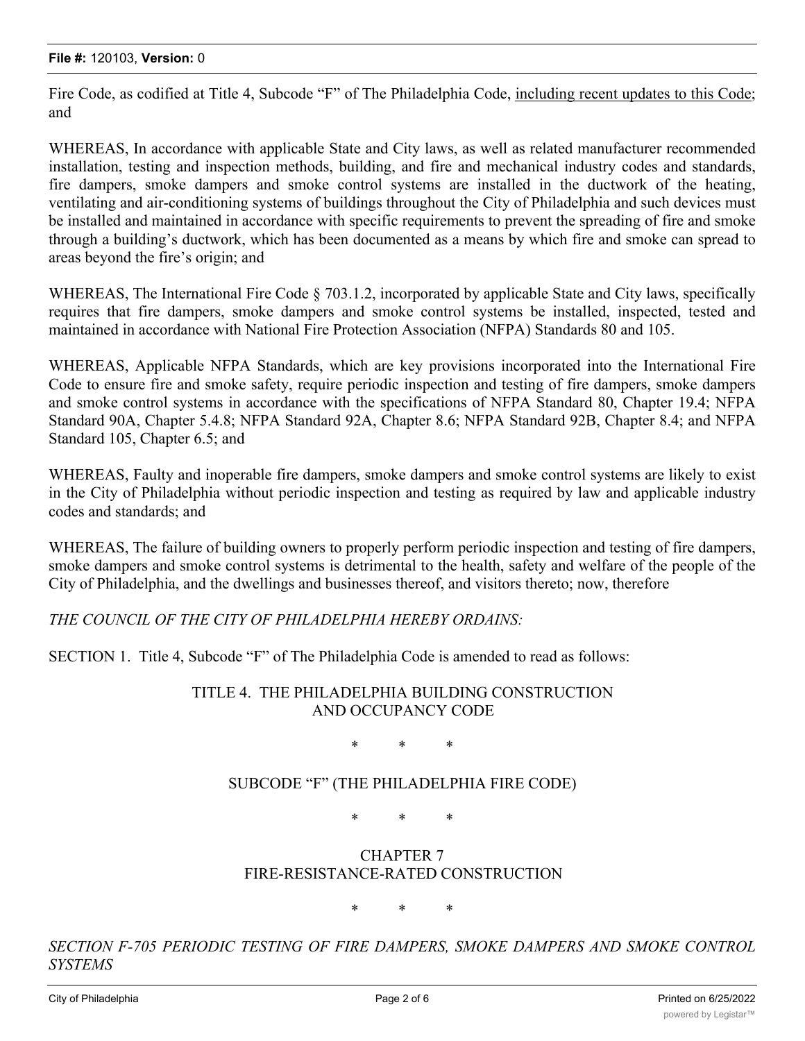Fire Code, as codified at Title 4, Subcode "F" of The Philadelphia Code, <u>including recent updates to this Code</u>; and

WHEREAS, In accordance with applicable State and City laws, as well as related manufacturer recommended installation, testing and inspection methods, building, and fire and mechanical industry codes and standards, fire dampers, smoke dampers and smoke control systems are installed in the ductwork of the heating, ventilating and air-conditioning systems of buildings throughout the City of Philadelphia and such devices must be installed and maintained in accordance with specific requirements to prevent the spreading of fire and smoke through a building's ductwork, which has been documented as a means by which fire and smoke can spread to areas beyond the fire's origin; and

WHEREAS, The International Fire Code § 703.1.2, incorporated by applicable State and City laws, specifically requires that fire dampers, smoke dampers and smoke control systems be installed, inspected, tested and maintained in accordance with National Fire Protection Association (NFPA) Standards 80 and 105.

WHEREAS, Applicable NFPA Standards, which are key provisions incorporated into the International Fire Code to ensure fire and smoke safety, require periodic inspection and testing of fire dampers, smoke dampers and smoke control systems in accordance with the specifications of NFPA Standard 80, Chapter 19.4; NFPA Standard 90A, Chapter 5.4.8; NFPA Standard 92A, Chapter 8.6; NFPA Standard 92B, Chapter 8.4; and NFPA Standard 105, Chapter 6.5; and

WHEREAS, Faulty and inoperable fire dampers, smoke dampers and smoke control systems are likely to exist in the City of Philadelphia without periodic inspection and testing as required by law and applicable industry codes and standards; and

WHEREAS, The failure of building owners to properly perform periodic inspection and testing of fire dampers, smoke dampers and smoke control systems is detrimental to the health, safety and welfare of the people of the City of Philadelphia, and the dwellings and businesses thereof, and visitors thereto; now, therefore

*THE COUNCIL OF THE CITY OF PHILADELPHIA HEREBY ORDAINS:*

SECTION 1. Title 4, Subcode "F" of The Philadelphia Code is amended to read as follows:

TITLE 4. THE PHILADELPHIA BUILDING CONSTRUCTION AND OCCUPANCY CODE

\* \* \*

SUBCODE "F" (THE PHILADELPHIA FIRE CODE)

\* \* \*

CHAPTER 7
FIRE-RESISTANCE-RATED CONSTRUCTION

\* \* \*

*SECTION F-705 PERIODIC TESTING OF FIRE DAMPERS, SMOKE DAMPERS AND SMOKE CONTROL SYSTEMS*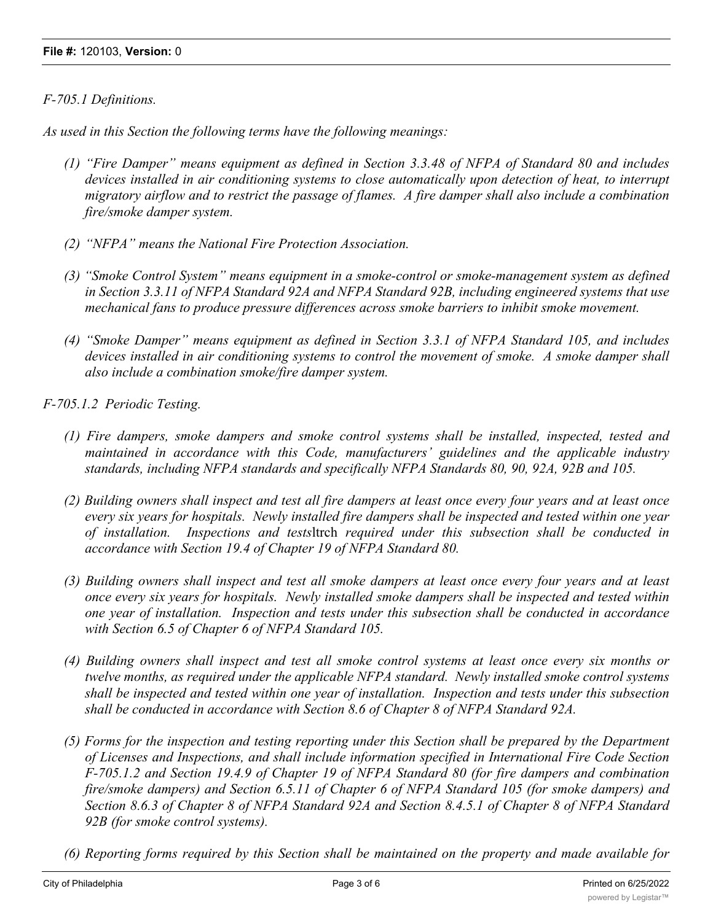*F-705.1 Definitions.*

*As used in this Section the following terms have the following meanings:*

*(1) "Fire Damper" means equipment as defined in Section 3.3.48 of NFPA of Standard 80 and includes devices installed in air conditioning systems to close automatically upon detection of heat, to interrupt migratory airflow and to restrict the passage of flames. A fire damper shall also include a combination fire/smoke damper system.*

*(2) "NFPA" means the National Fire Protection Association.*

*(3) "Smoke Control System" means equipment in a smoke-control or smoke-management system as defined in Section 3.3.11 of NFPA Standard 92A and NFPA Standard 92B, including engineered systems that use mechanical fans to produce pressure differences across smoke barriers to inhibit smoke movement.*

*(4) "Smoke Damper" means equipment as defined in Section 3.3.1 of NFPA Standard 105, and includes devices installed in air conditioning systems to control the movement of smoke. A smoke damper shall also include a combination smoke/fire damper system.*

*F-705.1.2 Periodic Testing.*

*(1) Fire dampers, smoke dampers and smoke control systems shall be installed, inspected, tested and maintained in accordance with this Code, manufacturers' guidelines and the applicable industry standards, including NFPA standards and specifically NFPA Standards 80, 90, 92A, 92B and 105.*

*(2) Building owners shall inspect and test all fire dampers at least once every four years and at least once every six years for hospitals. Newly installed fire dampers shall be inspected and tested within one year of installation. Inspections and tests*ltrch *required under this subsection shall be conducted in accordance with Section 19.4 of Chapter 19 of NFPA Standard 80.*

*(3) Building owners shall inspect and test all smoke dampers at least once every four years and at least once every six years for hospitals. Newly installed smoke dampers shall be inspected and tested within one year of installation. Inspection and tests under this subsection shall be conducted in accordance with Section 6.5 of Chapter 6 of NFPA Standard 105.*

*(4) Building owners shall inspect and test all smoke control systems at least once every six months or twelve months, as required under the applicable NFPA standard. Newly installed smoke control systems shall be inspected and tested within one year of installation. Inspection and tests under this subsection shall be conducted in accordance with Section 8.6 of Chapter 8 of NFPA Standard 92A.*

*(5) Forms for the inspection and testing reporting under this Section shall be prepared by the Department of Licenses and Inspections, and shall include information specified in International Fire Code Section F-705.1.2 and Section 19.4.9 of Chapter 19 of NFPA Standard 80 (for fire dampers and combination fire/smoke dampers) and Section 6.5.11 of Chapter 6 of NFPA Standard 105 (for smoke dampers) and Section 8.6.3 of Chapter 8 of NFPA Standard 92A and Section 8.4.5.1 of Chapter 8 of NFPA Standard 92B (for smoke control systems).*

*(6) Reporting forms required by this Section shall be maintained on the property and made available for*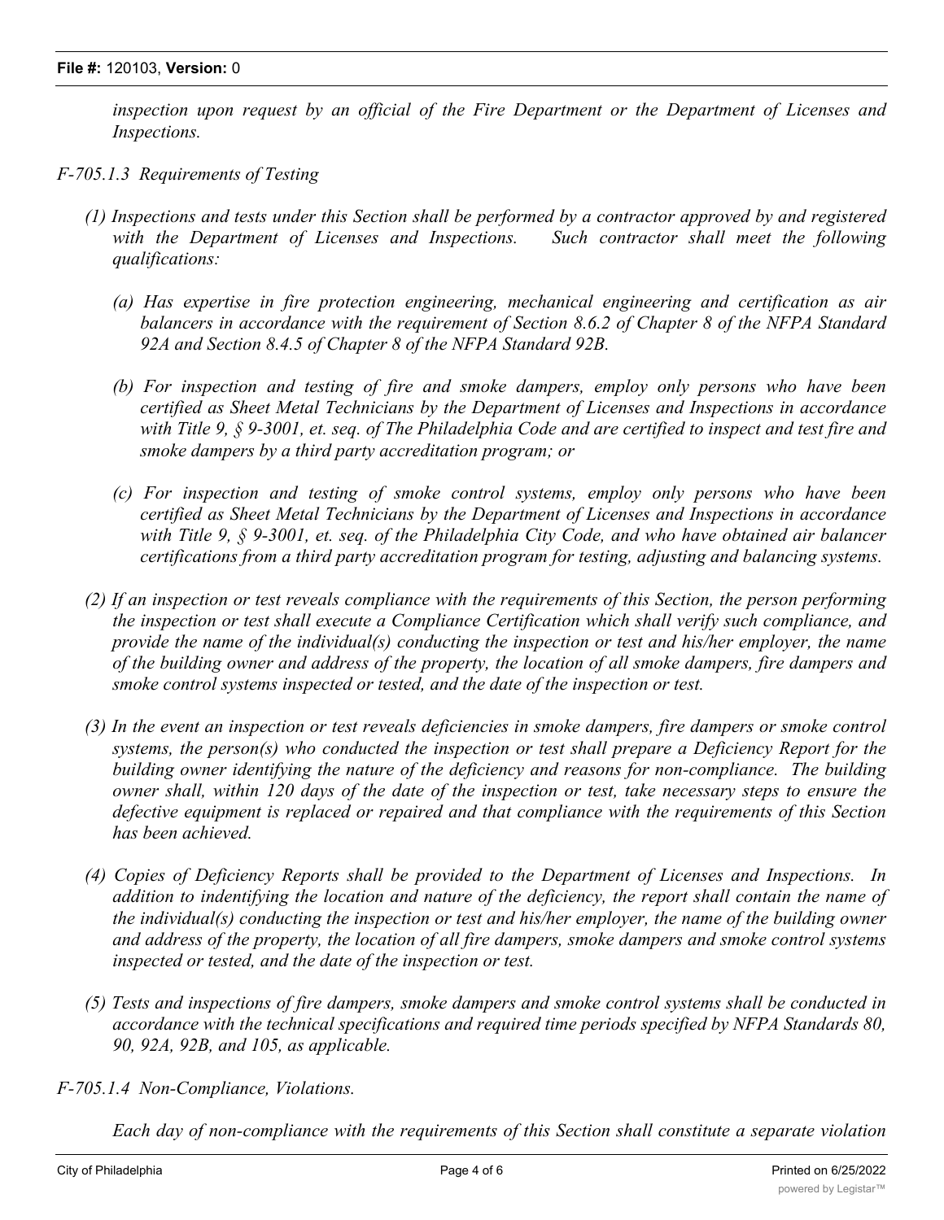*inspection upon request by an official of the Fire Department or the Department of Licenses and Inspections.*

*F-705.1.3 Requirements of Testing*

*(1) Inspections and tests under this Section shall be performed by a contractor approved by and registered with the Department of Licenses and Inspections. Such contractor shall meet the following qualifications:*

*(a) Has expertise in fire protection engineering, mechanical engineering and certification as air balancers in accordance with the requirement of Section 8.6.2 of Chapter 8 of the NFPA Standard 92A and Section 8.4.5 of Chapter 8 of the NFPA Standard 92B.*

*(b) For inspection and testing of fire and smoke dampers, employ only persons who have been certified as Sheet Metal Technicians by the Department of Licenses and Inspections in accordance with Title 9, § 9-3001, et. seq. of The Philadelphia Code and are certified to inspect and test fire and smoke dampers by a third party accreditation program; or*

*(c) For inspection and testing of smoke control systems, employ only persons who have been certified as Sheet Metal Technicians by the Department of Licenses and Inspections in accordance with Title 9, § 9-3001, et. seq. of the Philadelphia City Code, and who have obtained air balancer certifications from a third party accreditation program for testing, adjusting and balancing systems.*

*(2) If an inspection or test reveals compliance with the requirements of this Section, the person performing the inspection or test shall execute a Compliance Certification which shall verify such compliance, and provide the name of the individual(s) conducting the inspection or test and his/her employer, the name of the building owner and address of the property, the location of all smoke dampers, fire dampers and smoke control systems inspected or tested, and the date of the inspection or test.*

*(3) In the event an inspection or test reveals deficiencies in smoke dampers, fire dampers or smoke control systems, the person(s) who conducted the inspection or test shall prepare a Deficiency Report for the building owner identifying the nature of the deficiency and reasons for non-compliance. The building owner shall, within 120 days of the date of the inspection or test, take necessary steps to ensure the defective equipment is replaced or repaired and that compliance with the requirements of this Section has been achieved.*

*(4) Copies of Deficiency Reports shall be provided to the Department of Licenses and Inspections. In addition to indentifying the location and nature of the deficiency, the report shall contain the name of the individual(s) conducting the inspection or test and his/her employer, the name of the building owner and address of the property, the location of all fire dampers, smoke dampers and smoke control systems inspected or tested, and the date of the inspection or test.*

*(5) Tests and inspections of fire dampers, smoke dampers and smoke control systems shall be conducted in accordance with the technical specifications and required time periods specified by NFPA Standards 80, 90, 92A, 92B, and 105, as applicable.*

*F-705.1.4 Non-Compliance, Violations.*

*Each day of non-compliance with the requirements of this Section shall constitute a separate violation*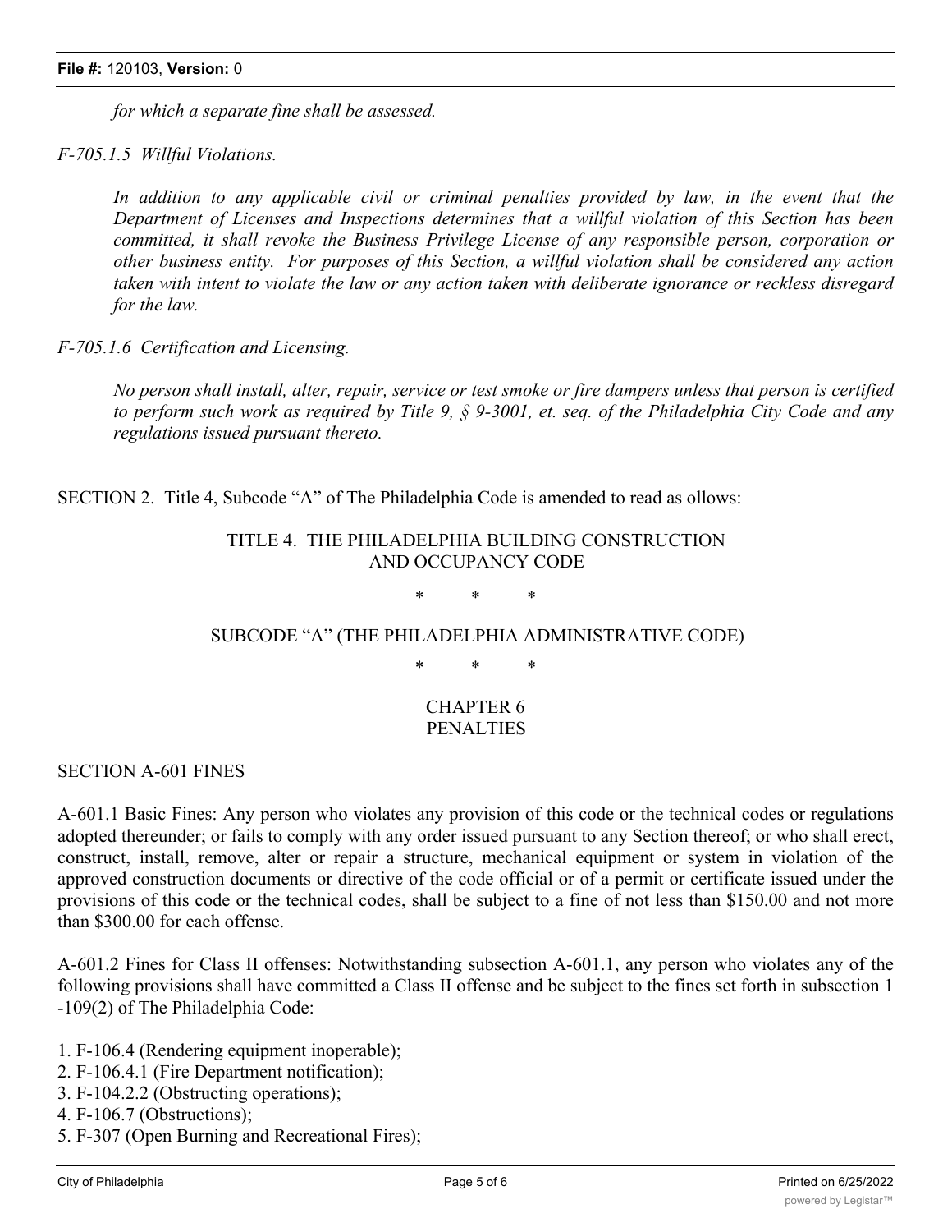*for which a separate fine shall be assessed.*

*F-705.1.5 Willful Violations.*

*In addition to any applicable civil or criminal penalties provided by law, in the event that the Department of Licenses and Inspections determines that a willful violation of this Section has been committed, it shall revoke the Business Privilege License of any responsible person, corporation or other business entity. For purposes of this Section, a willful violation shall be considered any action taken with intent to violate the law or any action taken with deliberate ignorance or reckless disregard for the law.*

*F-705.1.6 Certification and Licensing.*

*No person shall install, alter, repair, service or test smoke or fire dampers unless that person is certified to perform such work as required by Title 9, § 9-3001, et. seq. of the Philadelphia City Code and any regulations issued pursuant thereto.*

SECTION 2. Title 4, Subcode "A" of The Philadelphia Code is amended to read as ollows:

TITLE 4. THE PHILADELPHIA BUILDING CONSTRUCTION AND OCCUPANCY CODE

\* \* \*

SUBCODE "A" (THE PHILADELPHIA ADMINISTRATIVE CODE)

\* \* \*

CHAPTER 6
PENALTIES

SECTION A-601 FINES

A-601.1 Basic Fines: Any person who violates any provision of this code or the technical codes or regulations adopted thereunder; or fails to comply with any order issued pursuant to any Section thereof; or who shall erect, construct, install, remove, alter or repair a structure, mechanical equipment or system in violation of the approved construction documents or directive of the code official or of a permit or certificate issued under the provisions of this code or the technical codes, shall be subject to a fine of not less than $150.00 and not more than $300.00 for each offense.

A-601.2 Fines for Class II offenses: Notwithstanding subsection A-601.1, any person who violates any of the following provisions shall have committed a Class II offense and be subject to the fines set forth in subsection 1 -109(2) of The Philadelphia Code:

1. F-106.4 (Rendering equipment inoperable);
2. F-106.4.1 (Fire Department notification);
3. F-104.2.2 (Obstructing operations);
4. F-106.7 (Obstructions);
5. F-307 (Open Burning and Recreational Fires);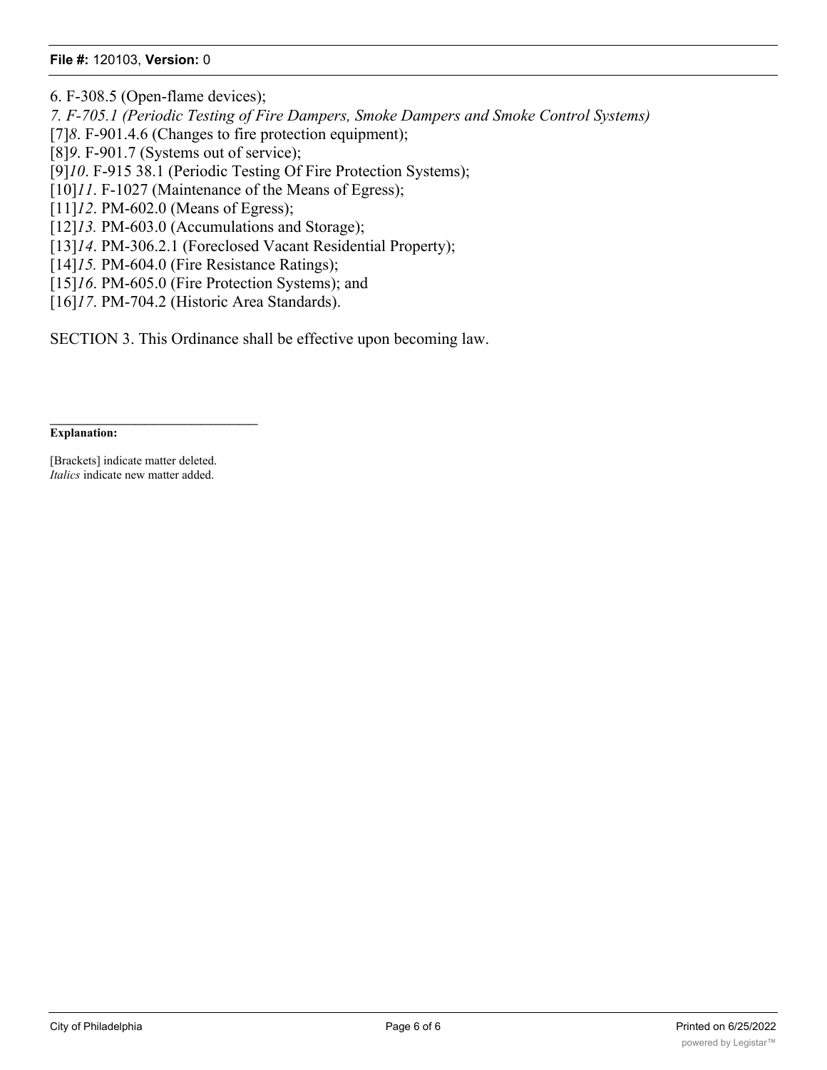6. F-308.5 (Open-flame devices);

*7. F-705.1 (Periodic Testing of Fire Dampers, Smoke Dampers and Smoke Control Systems)*

[7]*8*. F-901.4.6 (Changes to fire protection equipment);

[8]*9*. F-901.7 (Systems out of service);

[9]*10*. F-915 38.1 (Periodic Testing Of Fire Protection Systems);

[10]*11*. F-1027 (Maintenance of the Means of Egress);

[11]*12*. PM-602.0 (Means of Egress);

[12]*13.* PM-603.0 (Accumulations and Storage);

[13]*14*. PM-306.2.1 (Foreclosed Vacant Residential Property);

[14]*15.* PM-604.0 (Fire Resistance Ratings);

[15]*16*. PM-605.0 (Fire Protection Systems); and

[16]*17*. PM-704.2 (Historic Area Standards).

SECTION 3. This Ordinance shall be effective upon becoming law.

---

**Explanation:**

[Brackets] indicate matter deleted.
*Italics* indicate new matter added.